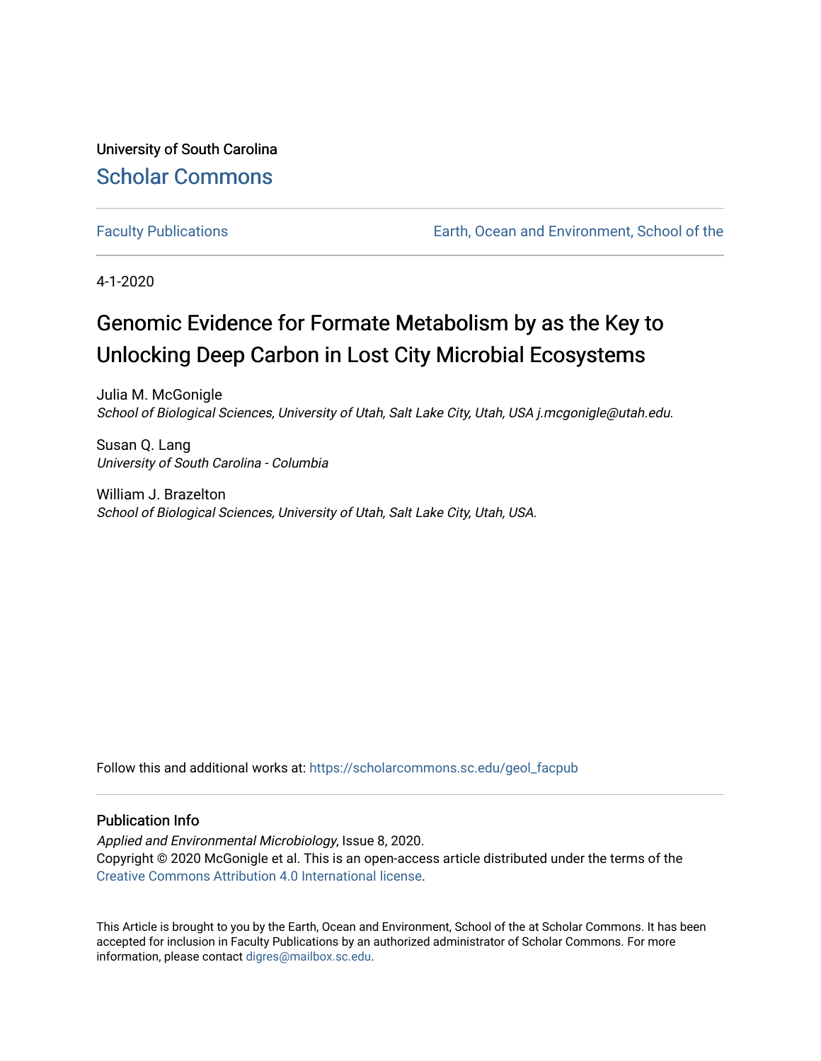University of South Carolina

Scholar Commons

Faculty Publications

Earth, Ocean and Environment, School of the

4-1-2020

# Genomic Evidence for Formate Metabolism by as the Key to Unlocking Deep Carbon in Lost City Microbial Ecosystems

Julia M. McGonigle
*School of Biological Sciences, University of Utah, Salt Lake City, Utah, USA j.mcgonigle@utah.edu.*

Susan Q. Lang
*University of South Carolina - Columbia*

William J. Brazelton
*School of Biological Sciences, University of Utah, Salt Lake City, Utah, USA.*

Follow this and additional works at: https://scholarcommons.sc.edu/geol_facpub

## Publication Info

*Applied and Environmental Microbiology*, Issue 8, 2020.
Copyright © 2020 McGonigle et al. This is an open-access article distributed under the terms of the Creative Commons Attribution 4.0 International license.

This Article is brought to you by the Earth, Ocean and Environment, School of the at Scholar Commons. It has been accepted for inclusion in Faculty Publications by an authorized administrator of Scholar Commons. For more information, please contact digres@mailbox.sc.edu.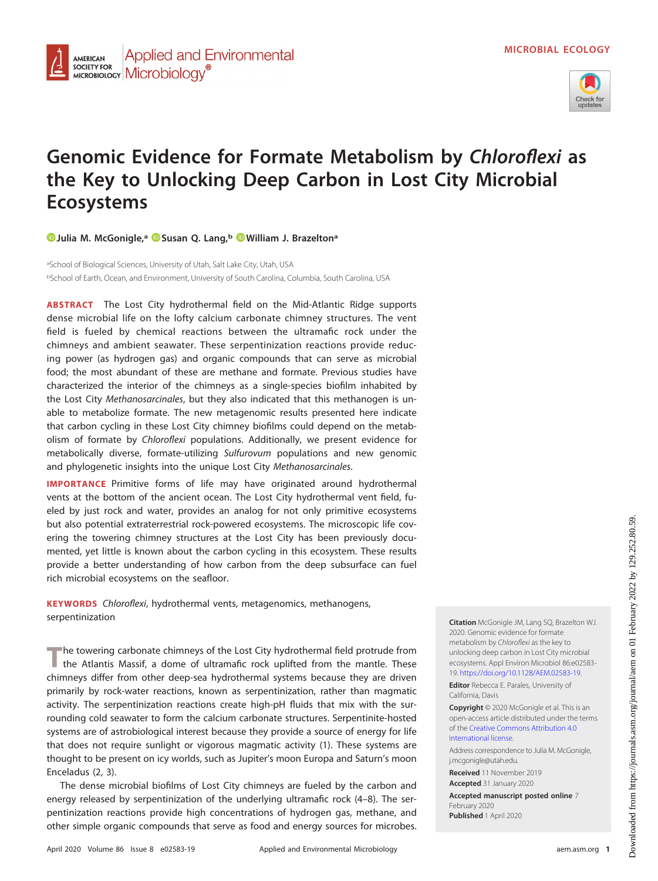MICROBIAL ECOLOGY

# Genomic Evidence for Formate Metabolism by *Chloroflexi* as the Key to Unlocking Deep Carbon in Lost City Microbial Ecosystems

Julia M. McGonigle,[a] Susan Q. Lang,[b] William J. Brazelton[a]

[a]School of Biological Sciences, University of Utah, Salt Lake City, Utah, USA

[b]School of Earth, Ocean, and Environment, University of South Carolina, Columbia, South Carolina, USA

**ABSTRACT** The Lost City hydrothermal field on the Mid-Atlantic Ridge supports dense microbial life on the lofty calcium carbonate chimney structures. The vent field is fueled by chemical reactions between the ultramafic rock under the chimneys and ambient seawater. These serpentinization reactions provide reducing power (as hydrogen gas) and organic compounds that can serve as microbial food; the most abundant of these are methane and formate. Previous studies have characterized the interior of the chimneys as a single-species biofilm inhabited by the Lost City *Methanosarcinales*, but they also indicated that this methanogen is unable to metabolize formate. The new metagenomic results presented here indicate that carbon cycling in these Lost City chimney biofilms could depend on the metabolism of formate by *Chloroflexi* populations. Additionally, we present evidence for metabolically diverse, formate-utilizing *Sulfurovum* populations and new genomic and phylogenetic insights into the unique Lost City *Methanosarcinales*.

**IMPORTANCE** Primitive forms of life may have originated around hydrothermal vents at the bottom of the ancient ocean. The Lost City hydrothermal vent field, fueled by just rock and water, provides an analog for not only primitive ecosystems but also potential extraterrestrial rock-powered ecosystems. The microscopic life covering the towering chimney structures at the Lost City has been previously documented, yet little is known about the carbon cycling in this ecosystem. These results provide a better understanding of how carbon from the deep subsurface can fuel rich microbial ecosystems on the seafloor.

**KEYWORDS** *Chloroflexi*, hydrothermal vents, metagenomics, methanogens, serpentinization

The towering carbonate chimneys of the Lost City hydrothermal field protrude from the Atlantis Massif, a dome of ultramafic rock uplifted from the mantle. These chimneys differ from other deep-sea hydrothermal systems because they are driven primarily by rock-water reactions, known as serpentinization, rather than magmatic activity. The serpentinization reactions create high-pH fluids that mix with the surrounding cold seawater to form the calcium carbonate structures. Serpentinite-hosted systems are of astrobiological interest because they provide a source of energy for life that does not require sunlight or vigorous magmatic activity (1). These systems are thought to be present on icy worlds, such as Jupiter's moon Europa and Saturn's moon Enceladus (2, 3).

The dense microbial biofilms of Lost City chimneys are fueled by the carbon and energy released by serpentinization of the underlying ultramafic rock (4–8). The serpentinization reactions provide high concentrations of hydrogen gas, methane, and other simple organic compounds that serve as food and energy sources for microbes.

**Citation** McGonigle JM, Lang SQ, Brazelton WJ. 2020. Genomic evidence for formate metabolism by *Chloroflexi* as the key to unlocking deep carbon in Lost City microbial ecosystems. Appl Environ Microbiol 86:e02583-19. https://doi.org/10.1128/AEM.02583-19.

**Editor** Rebecca E. Parales, University of California, Davis

**Copyright** © 2020 McGonigle et al. This is an open-access article distributed under the terms of the Creative Commons Attribution 4.0 International license.

Address correspondence to Julia M. McGonigle, j.mcgonigle@utah.edu.

**Received** 11 November 2019

**Accepted** 31 January 2020

**Accepted manuscript posted online** 7 February 2020

**Published** 1 April 2020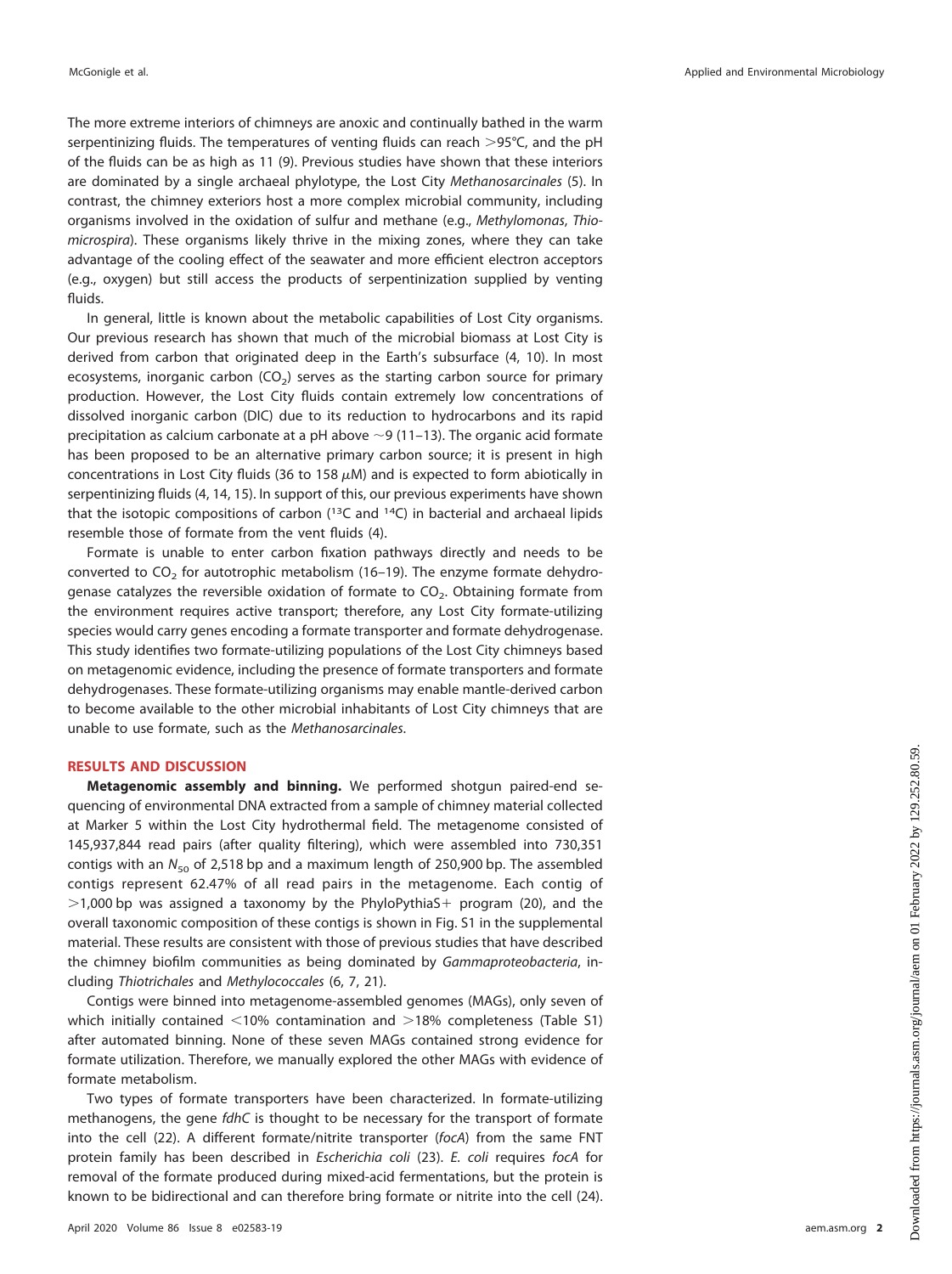The more extreme interiors of chimneys are anoxic and continually bathed in the warm serpentinizing fluids. The temperatures of venting fluids can reach >95°C, and the pH of the fluids can be as high as 11 (9). Previous studies have shown that these interiors are dominated by a single archaeal phylotype, the Lost City *Methanosarcinales* (5). In contrast, the chimney exteriors host a more complex microbial community, including organisms involved in the oxidation of sulfur and methane (e.g., *Methylomonas*, *Thiomicrospira*). These organisms likely thrive in the mixing zones, where they can take advantage of the cooling effect of the seawater and more efficient electron acceptors (e.g., oxygen) but still access the products of serpentinization supplied by venting fluids.

In general, little is known about the metabolic capabilities of Lost City organisms. Our previous research has shown that much of the microbial biomass at Lost City is derived from carbon that originated deep in the Earth's subsurface (4, 10). In most ecosystems, inorganic carbon ($CO_2$) serves as the starting carbon source for primary production. However, the Lost City fluids contain extremely low concentrations of dissolved inorganic carbon (DIC) due to its reduction to hydrocarbons and its rapid precipitation as calcium carbonate at a pH above ~9 (11–13). The organic acid formate has been proposed to be an alternative primary carbon source; it is present in high concentrations in Lost City fluids (36 to 158 $\mu$M) and is expected to form abiotically in serpentinizing fluids (4, 14, 15). In support of this, our previous experiments have shown that the isotopic compositions of carbon ($^{13}C$ and $^{14}C$) in bacterial and archaeal lipids resemble those of formate from the vent fluids (4).

Formate is unable to enter carbon fixation pathways directly and needs to be converted to $CO_2$ for autotrophic metabolism (16–19). The enzyme formate dehydrogenase catalyzes the reversible oxidation of formate to $CO_2$. Obtaining formate from the environment requires active transport; therefore, any Lost City formate-utilizing species would carry genes encoding a formate transporter and formate dehydrogenase. This study identifies two formate-utilizing populations of the Lost City chimneys based on metagenomic evidence, including the presence of formate transporters and formate dehydrogenases. These formate-utilizing organisms may enable mantle-derived carbon to become available to the other microbial inhabitants of Lost City chimneys that are unable to use formate, such as the *Methanosarcinales*.

## RESULTS AND DISCUSSION

**Metagenomic assembly and binning.** We performed shotgun paired-end sequencing of environmental DNA extracted from a sample of chimney material collected at Marker 5 within the Lost City hydrothermal field. The metagenome consisted of 145,937,844 read pairs (after quality filtering), which were assembled into 730,351 contigs with an $N_{50}$ of 2,518 bp and a maximum length of 250,900 bp. The assembled contigs represent 62.47% of all read pairs in the metagenome. Each contig of >1,000 bp was assigned a taxonomy by the PhyloPythiaS+ program (20), and the overall taxonomic composition of these contigs is shown in Fig. S1 in the supplemental material. These results are consistent with those of previous studies that have described the chimney biofilm communities as being dominated by *Gammaproteobacteria*, including *Thiotrichales* and *Methylococcales* (6, 7, 21).

Contigs were binned into metagenome-assembled genomes (MAGs), only seven of which initially contained <10% contamination and >18% completeness (Table S1) after automated binning. None of these seven MAGs contained strong evidence for formate utilization. Therefore, we manually explored the other MAGs with evidence of formate metabolism.

Two types of formate transporters have been characterized. In formate-utilizing methanogens, the gene *fdhC* is thought to be necessary for the transport of formate into the cell (22). A different formate/nitrite transporter (*focA*) from the same FNT protein family has been described in *Escherichia coli* (23). *E. coli* requires *focA* for removal of the formate produced during mixed-acid fermentations, but the protein is known to be bidirectional and can therefore bring formate or nitrite into the cell (24).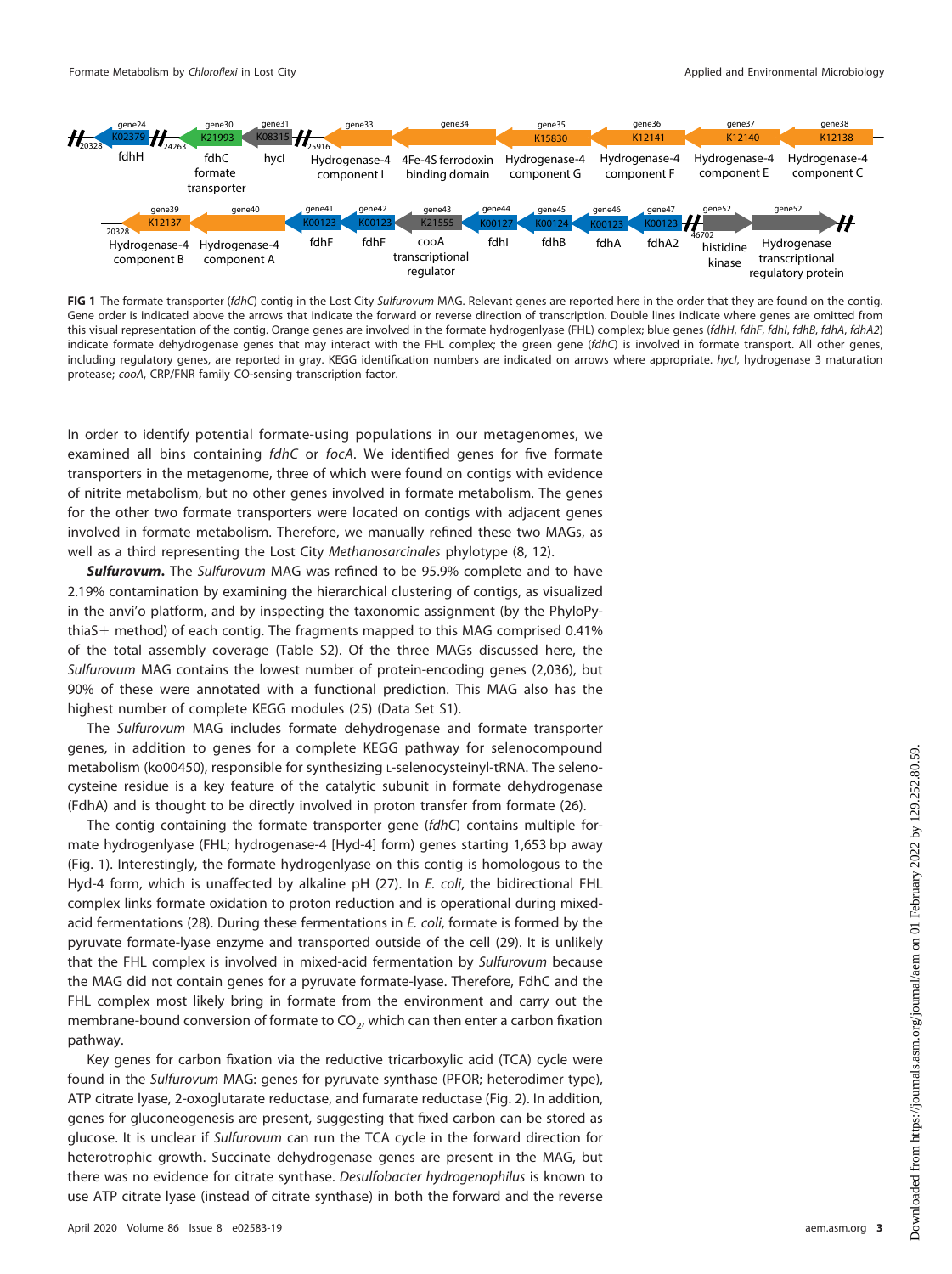**FIG 1** The formate transporter (*fdhC*) contig in the Lost City *Sulfurovum* MAG. Relevant genes are reported here in the order that they are found on the contig. Gene order is indicated above the arrows that indicate the forward or reverse direction of transcription. Double lines indicate where genes are omitted from this visual representation of the contig. Orange genes are involved in the formate hydrogenlyase (FHL) complex; blue genes (*fdhH*, *fdhF*, *fdhI*, *fdhB*, *fdhA*, *fdhA2*) indicate formate dehydrogenase genes that may interact with the FHL complex; the green gene (*fdhC*) is involved in formate transport. All other genes, including regulatory genes, are reported in gray. KEGG identification numbers are indicated on arrows where appropriate. *hycI*, hydrogenase 3 maturation protease; *cooA*, CRP/FNR family CO-sensing transcription factor.

In order to identify potential formate-using populations in our metagenomes, we examined all bins containing *fdhC* or *focA*. We identified genes for five formate transporters in the metagenome, three of which were found on contigs with evidence of nitrite metabolism, but no other genes involved in formate metabolism. The genes for the other two formate transporters were located on contigs with adjacent genes involved in formate metabolism. Therefore, we manually refined these two MAGs, as well as a third representing the Lost City *Methanosarcinales* phylotype (8, 12).

***Sulfurovum*.** The *Sulfurovum* MAG was refined to be 95.9% complete and to have 2.19% contamination by examining the hierarchical clustering of contigs, as visualized in the anvi'o platform, and by inspecting the taxonomic assignment (by the PhyloPythiaS+ method) of each contig. The fragments mapped to this MAG comprised 0.41% of the total assembly coverage (Table S2). Of the three MAGs discussed here, the *Sulfurovum* MAG contains the lowest number of protein-encoding genes (2,036), but 90% of these were annotated with a functional prediction. This MAG also has the highest number of complete KEGG modules (25) (Data Set S1).

The *Sulfurovum* MAG includes formate dehydrogenase and formate transporter genes, in addition to genes for a complete KEGG pathway for selenocompound metabolism (ko00450), responsible for synthesizing L-selenocysteinyl-tRNA. The selenocysteine residue is a key feature of the catalytic subunit in formate dehydrogenase (FdhA) and is thought to be directly involved in proton transfer from formate (26).

The contig containing the formate transporter gene (*fdhC*) contains multiple formate hydrogenlyase (FHL; hydrogenase-4 [Hyd-4] form) genes starting 1,653 bp away (Fig. 1). Interestingly, the formate hydrogenlyase on this contig is homologous to the Hyd-4 form, which is unaffected by alkaline pH (27). In *E. coli*, the bidirectional FHL complex links formate oxidation to proton reduction and is operational during mixed-acid fermentations (28). During these fermentations in *E. coli*, formate is formed by the pyruvate formate-lyase enzyme and transported outside of the cell (29). It is unlikely that the FHL complex is involved in mixed-acid fermentation by *Sulfurovum* because the MAG did not contain genes for a pyruvate formate-lyase. Therefore, FdhC and the FHL complex most likely bring in formate from the environment and carry out the membrane-bound conversion of formate to $CO_2$, which can then enter a carbon fixation pathway.

Key genes for carbon fixation via the reductive tricarboxylic acid (TCA) cycle were found in the *Sulfurovum* MAG: genes for pyruvate synthase (PFOR; heterodimer type), ATP citrate lyase, 2-oxoglutarate reductase, and fumarate reductase (Fig. 2). In addition, genes for gluconeogenesis are present, suggesting that fixed carbon can be stored as glucose. It is unclear if *Sulfurovum* can run the TCA cycle in the forward direction for heterotrophic growth. Succinate dehydrogenase genes are present in the MAG, but there was no evidence for citrate synthase. *Desulfobacter hydrogenophilus* is known to use ATP citrate lyase (instead of citrate synthase) in both the forward and the reverse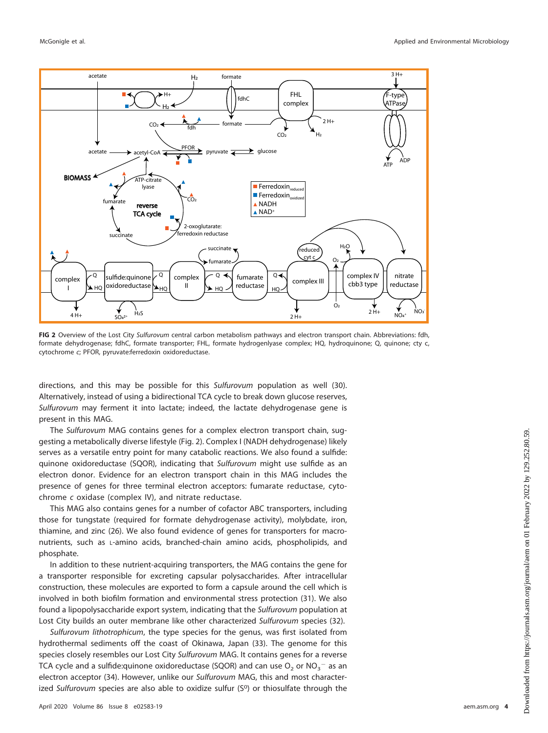FIG 2 Overview of the Lost City *Sulfurovum* central carbon metabolism pathways and electron transport chain. Abbreviations: fdh, formate dehydrogenase; fdhC, formate transporter; FHL, formate hydrogenlyase complex; HQ, hydroquinone; Q, quinone; cty c, cytochrome *c*; PFOR, pyruvate:ferredoxin oxidoreductase.

directions, and this may be possible for this *Sulfurovum* population as well (30). Alternatively, instead of using a bidirectional TCA cycle to break down glucose reserves, *Sulfurovum* may ferment it into lactate; indeed, the lactate dehydrogenase gene is present in this MAG.

The *Sulfurovum* MAG contains genes for a complex electron transport chain, suggesting a metabolically diverse lifestyle (Fig. 2). Complex I (NADH dehydrogenase) likely serves as a versatile entry point for many catabolic reactions. We also found a sulfide: quinone oxidoreductase (SQOR), indicating that *Sulfurovum* might use sulfide as an electron donor. Evidence for an electron transport chain in this MAG includes the presence of genes for three terminal electron acceptors: fumarate reductase, cytochrome *c* oxidase (complex IV), and nitrate reductase.

This MAG also contains genes for a number of cofactor ABC transporters, including those for tungstate (required for formate dehydrogenase activity), molybdate, iron, thiamine, and zinc (26). We also found evidence of genes for transporters for macronutrients, such as L-amino acids, branched-chain amino acids, phospholipids, and phosphate.

In addition to these nutrient-acquiring transporters, the MAG contains the gene for a transporter responsible for excreting capsular polysaccharides. After intracellular construction, these molecules are exported to form a capsule around the cell which is involved in both biofilm formation and environmental stress protection (31). We also found a lipopolysaccharide export system, indicating that the *Sulfurovum* population at Lost City builds an outer membrane like other characterized *Sulfurovum* species (32).

*Sulfurovum lithotrophicum*, the type species for the genus, was first isolated from hydrothermal sediments off the coast of Okinawa, Japan (33). The genome for this species closely resembles our Lost City *Sulfurovum* MAG. It contains genes for a reverse TCA cycle and a sulfide:quinone oxidoreductase (SQOR) and can use $O_2$ or $NO_3^-$ as an electron acceptor (34). However, unlike our *Sulfurovum* MAG, this and most characterized *Sulfurovum* species are also able to oxidize sulfur ($S^0$) or thiosulfate through the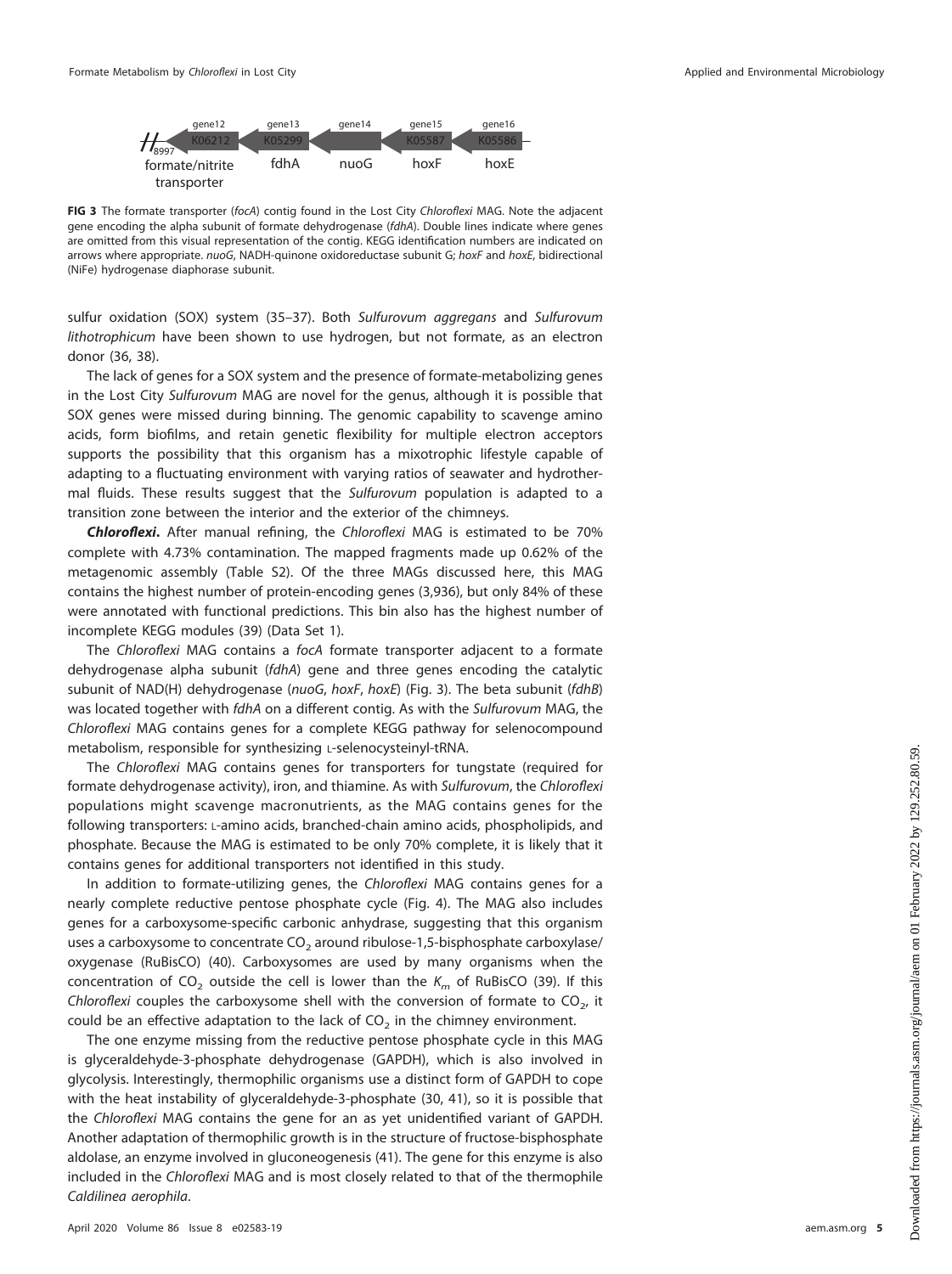**FIG 3** The formate transporter (*focA*) contig found in the Lost City *Chloroflexi* MAG. Note the adjacent gene encoding the alpha subunit of formate dehydrogenase (*fdhA*). Double lines indicate where genes are omitted from this visual representation of the contig. KEGG identification numbers are indicated on arrows where appropriate. *nuoG*, NADH-quinone oxidoreductase subunit G; *hoxF* and *hoxE*, bidirectional (NiFe) hydrogenase diaphorase subunit.

sulfur oxidation (SOX) system (35–37). Both *Sulfurovum aggregans* and *Sulfurovum lithotrophicum* have been shown to use hydrogen, but not formate, as an electron donor (36, 38).

The lack of genes for a SOX system and the presence of formate-metabolizing genes in the Lost City *Sulfurovum* MAG are novel for the genus, although it is possible that SOX genes were missed during binning. The genomic capability to scavenge amino acids, form biofilms, and retain genetic flexibility for multiple electron acceptors supports the possibility that this organism has a mixotrophic lifestyle capable of adapting to a fluctuating environment with varying ratios of seawater and hydrothermal fluids. These results suggest that the *Sulfurovum* population is adapted to a transition zone between the interior and the exterior of the chimneys.

***Chloroflexi*.** After manual refining, the *Chloroflexi* MAG is estimated to be 70% complete with 4.73% contamination. The mapped fragments made up 0.62% of the metagenomic assembly (Table S2). Of the three MAGs discussed here, this MAG contains the highest number of protein-encoding genes (3,936), but only 84% of these were annotated with functional predictions. This bin also has the highest number of incomplete KEGG modules (39) (Data Set 1).

The *Chloroflexi* MAG contains a *focA* formate transporter adjacent to a formate dehydrogenase alpha subunit (*fdhA*) gene and three genes encoding the catalytic subunit of NAD(H) dehydrogenase (*nuoG*, *hoxF*, *hoxE*) (Fig. 3). The beta subunit (*fdhB*) was located together with *fdhA* on a different contig. As with the *Sulfurovum* MAG, the *Chloroflexi* MAG contains genes for a complete KEGG pathway for selenocompound metabolism, responsible for synthesizing L-selenocysteinyl-tRNA.

The *Chloroflexi* MAG contains genes for transporters for tungstate (required for formate dehydrogenase activity), iron, and thiamine. As with *Sulfurovum*, the *Chloroflexi* populations might scavenge macronutrients, as the MAG contains genes for the following transporters: L-amino acids, branched-chain amino acids, phospholipids, and phosphate. Because the MAG is estimated to be only 70% complete, it is likely that it contains genes for additional transporters not identified in this study.

In addition to formate-utilizing genes, the *Chloroflexi* MAG contains genes for a nearly complete reductive pentose phosphate cycle (Fig. 4). The MAG also includes genes for a carboxysome-specific carbonic anhydrase, suggesting that this organism uses a carboxysome to concentrate $CO_2$ around ribulose-1,5-bisphosphate carboxylase/oxygenase (RuBisCO) (40). Carboxysomes are used by many organisms when the concentration of $CO_2$ outside the cell is lower than the $K_m$ of RuBisCO (39). If this *Chloroflexi* couples the carboxysome shell with the conversion of formate to $CO_2$, it could be an effective adaptation to the lack of $CO_2$ in the chimney environment.

The one enzyme missing from the reductive pentose phosphate cycle in this MAG is glyceraldehyde-3-phosphate dehydrogenase (GAPDH), which is also involved in glycolysis. Interestingly, thermophilic organisms use a distinct form of GAPDH to cope with the heat instability of glyceraldehyde-3-phosphate (30, 41), so it is possible that the *Chloroflexi* MAG contains the gene for an as yet unidentified variant of GAPDH. Another adaptation of thermophilic growth is in the structure of fructose-bisphosphate aldolase, an enzyme involved in gluconeogenesis (41). The gene for this enzyme is also included in the *Chloroflexi* MAG and is most closely related to that of the thermophile *Caldilinea aerophila*.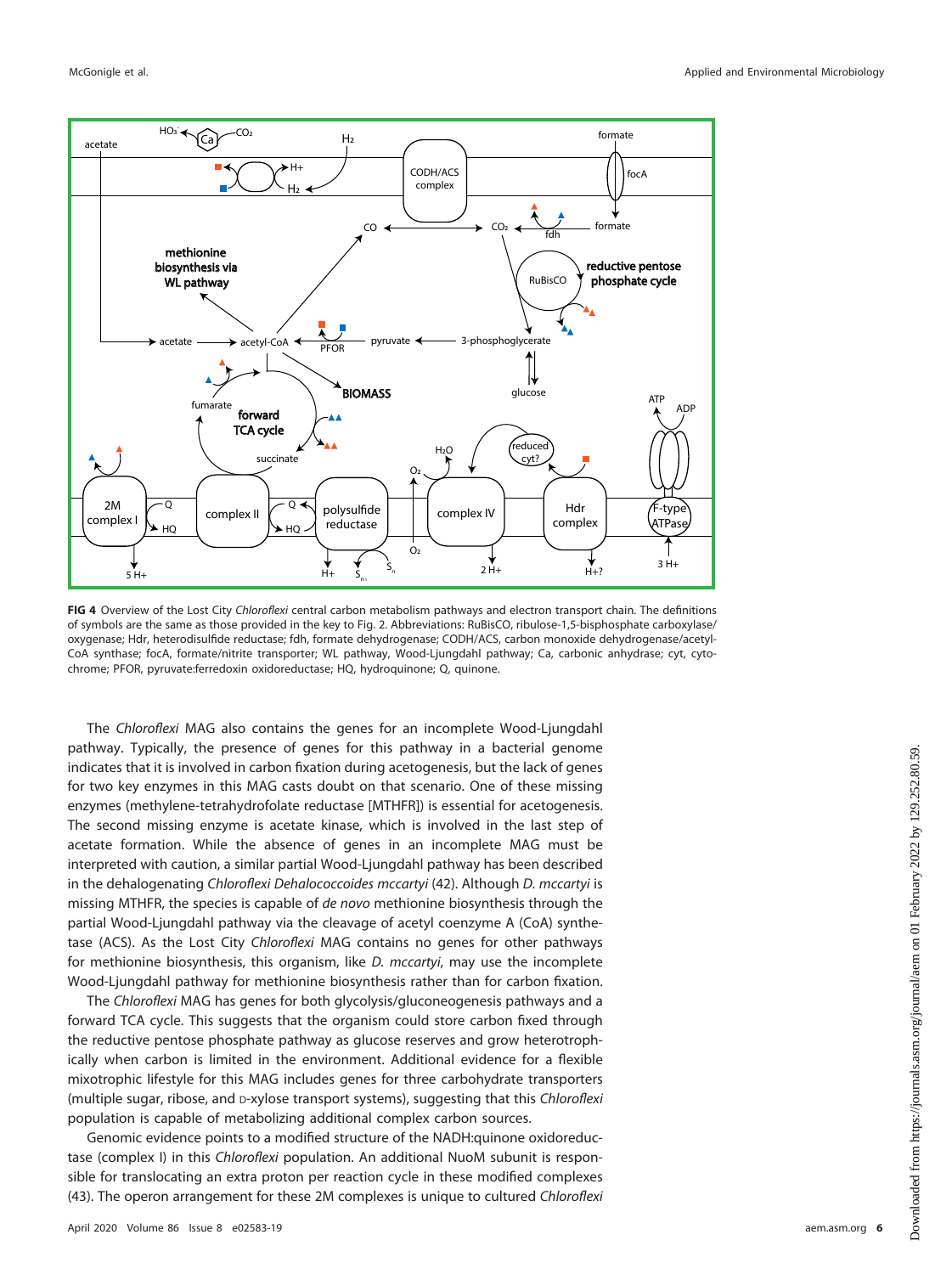**FIG 4** Overview of the Lost City *Chloroflexi* central carbon metabolism pathways and electron transport chain. The definitions of symbols are the same as those provided in the key to Fig. 2. Abbreviations: RuBisCO, ribulose-1,5-bisphosphate carboxylase/oxygenase; Hdr, heterodisulfide reductase; fdh, formate dehydrogenase; CODH/ACS, carbon monoxide dehydrogenase/acetyl-CoA synthase; focA, formate/nitrite transporter; WL pathway, Wood-Ljungdahl pathway; Ca, carbonic anhydrase; cyt, cytochrome; PFOR, pyruvate:ferredoxin oxidoreductase; HQ, hydroquinone; Q, quinone.

The *Chloroflexi* MAG also contains the genes for an incomplete Wood-Ljungdahl pathway. Typically, the presence of genes for this pathway in a bacterial genome indicates that it is involved in carbon fixation during acetogenesis, but the lack of genes for two key enzymes in this MAG casts doubt on that scenario. One of these missing enzymes (methylene-tetrahydrofolate reductase [MTHFR]) is essential for acetogenesis. The second missing enzyme is acetate kinase, which is involved in the last step of acetate formation. While the absence of genes in an incomplete MAG must be interpreted with caution, a similar partial Wood-Ljungdahl pathway has been described in the dehalogenating *Chloroflexi Dehalococcoides mccartyi* (42). Although *D. mccartyi* is missing MTHFR, the species is capable of *de novo* methionine biosynthesis through the partial Wood-Ljungdahl pathway via the cleavage of acetyl coenzyme A (CoA) synthetase (ACS). As the Lost City *Chloroflexi* MAG contains no genes for other pathways for methionine biosynthesis, this organism, like *D. mccartyi*, may use the incomplete Wood-Ljungdahl pathway for methionine biosynthesis rather than for carbon fixation.

The *Chloroflexi* MAG has genes for both glycolysis/gluconeogenesis pathways and a forward TCA cycle. This suggests that the organism could store carbon fixed through the reductive pentose phosphate pathway as glucose reserves and grow heterotrophically when carbon is limited in the environment. Additional evidence for a flexible mixotrophic lifestyle for this MAG includes genes for three carbohydrate transporters (multiple sugar, ribose, and D-xylose transport systems), suggesting that this *Chloroflexi* population is capable of metabolizing additional complex carbon sources.

Genomic evidence points to a modified structure of the NADH:quinone oxidoreductase (complex I) in this *Chloroflexi* population. An additional NuoM subunit is responsible for translocating an extra proton per reaction cycle in these modified complexes (43). The operon arrangement for these 2M complexes is unique to cultured *Chloroflexi*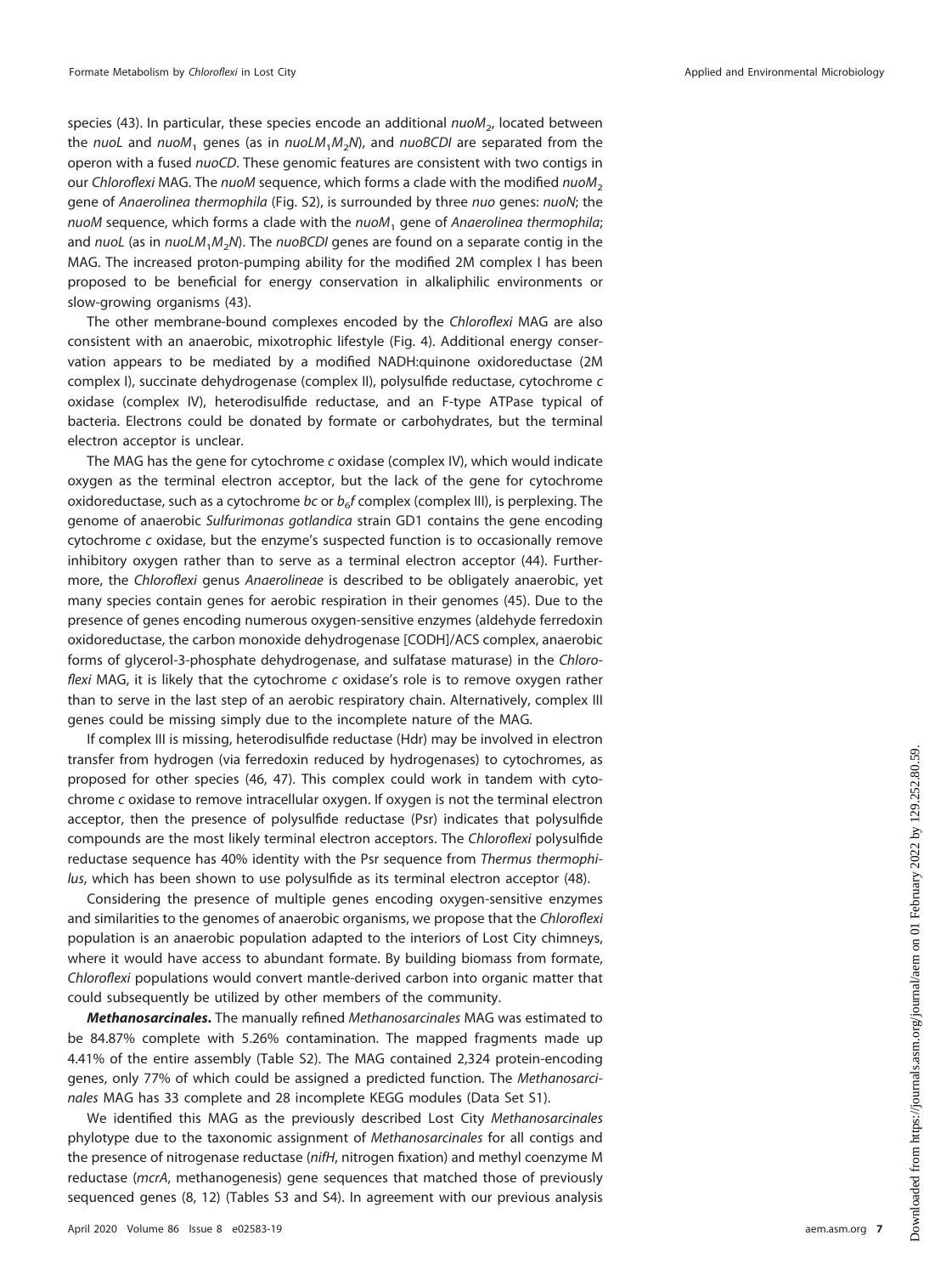species (43). In particular, these species encode an additional *nuoM*$_2$, located between the *nuoL* and *nuoM*$_1$ genes (as in *nuoLM*$_1$*M*$_2$*N*), and *nuoBCDI* are separated from the operon with a fused *nuoCD*. These genomic features are consistent with two contigs in our *Chloroflexi* MAG. The *nuoM* sequence, which forms a clade with the modified *nuoM*$_2$ gene of *Anaerolinea thermophila* (Fig. S2), is surrounded by three *nuo* genes: *nuoN*; the *nuoM* sequence, which forms a clade with the *nuoM*$_1$ gene of *Anaerolinea thermophila*; and *nuoL* (as in *nuoLM*$_1$*M*$_2$*N*). The *nuoBCDI* genes are found on a separate contig in the MAG. The increased proton-pumping ability for the modified 2M complex I has been proposed to be beneficial for energy conservation in alkaliphilic environments or slow-growing organisms (43).

The other membrane-bound complexes encoded by the *Chloroflexi* MAG are also consistent with an anaerobic, mixotrophic lifestyle (Fig. 4). Additional energy conservation appears to be mediated by a modified NADH:quinone oxidoreductase (2M complex I), succinate dehydrogenase (complex II), polysulfide reductase, cytochrome *c* oxidase (complex IV), heterodisulfide reductase, and an F-type ATPase typical of bacteria. Electrons could be donated by formate or carbohydrates, but the terminal electron acceptor is unclear.

The MAG has the gene for cytochrome *c* oxidase (complex IV), which would indicate oxygen as the terminal electron acceptor, but the lack of the gene for cytochrome oxidoreductase, such as a cytochrome *bc* or *b*$_6$*f* complex (complex III), is perplexing. The genome of anaerobic *Sulfurimonas gotlandica* strain GD1 contains the gene encoding cytochrome *c* oxidase, but the enzyme's suspected function is to occasionally remove inhibitory oxygen rather than to serve as a terminal electron acceptor (44). Furthermore, the *Chloroflexi* genus *Anaerolineae* is described to be obligately anaerobic, yet many species contain genes for aerobic respiration in their genomes (45). Due to the presence of genes encoding numerous oxygen-sensitive enzymes (aldehyde ferredoxin oxidoreductase, the carbon monoxide dehydrogenase [CODH]/ACS complex, anaerobic forms of glycerol-3-phosphate dehydrogenase, and sulfatase maturase) in the *Chloroflexi* MAG, it is likely that the cytochrome *c* oxidase's role is to remove oxygen rather than to serve in the last step of an aerobic respiratory chain. Alternatively, complex III genes could be missing simply due to the incomplete nature of the MAG.

If complex III is missing, heterodisulfide reductase (Hdr) may be involved in electron transfer from hydrogen (via ferredoxin reduced by hydrogenases) to cytochromes, as proposed for other species (46, 47). This complex could work in tandem with cytochrome *c* oxidase to remove intracellular oxygen. If oxygen is not the terminal electron acceptor, then the presence of polysulfide reductase (Psr) indicates that polysulfide compounds are the most likely terminal electron acceptors. The *Chloroflexi* polysulfide reductase sequence has 40% identity with the Psr sequence from *Thermus thermophilus*, which has been shown to use polysulfide as its terminal electron acceptor (48).

Considering the presence of multiple genes encoding oxygen-sensitive enzymes and similarities to the genomes of anaerobic organisms, we propose that the *Chloroflexi* population is an anaerobic population adapted to the interiors of Lost City chimneys, where it would have access to abundant formate. By building biomass from formate, *Chloroflexi* populations would convert mantle-derived carbon into organic matter that could subsequently be utilized by other members of the community.

***Methanosarcinales*.** The manually refined *Methanosarcinales* MAG was estimated to be 84.87% complete with 5.26% contamination. The mapped fragments made up 4.41% of the entire assembly (Table S2). The MAG contained 2,324 protein-encoding genes, only 77% of which could be assigned a predicted function. The *Methanosarcinales* MAG has 33 complete and 28 incomplete KEGG modules (Data Set S1).

We identified this MAG as the previously described Lost City *Methanosarcinales* phylotype due to the taxonomic assignment of *Methanosarcinales* for all contigs and the presence of nitrogenase reductase (*nifH*, nitrogen fixation) and methyl coenzyme M reductase (*mcrA*, methanogenesis) gene sequences that matched those of previously sequenced genes (8, 12) (Tables S3 and S4). In agreement with our previous analysis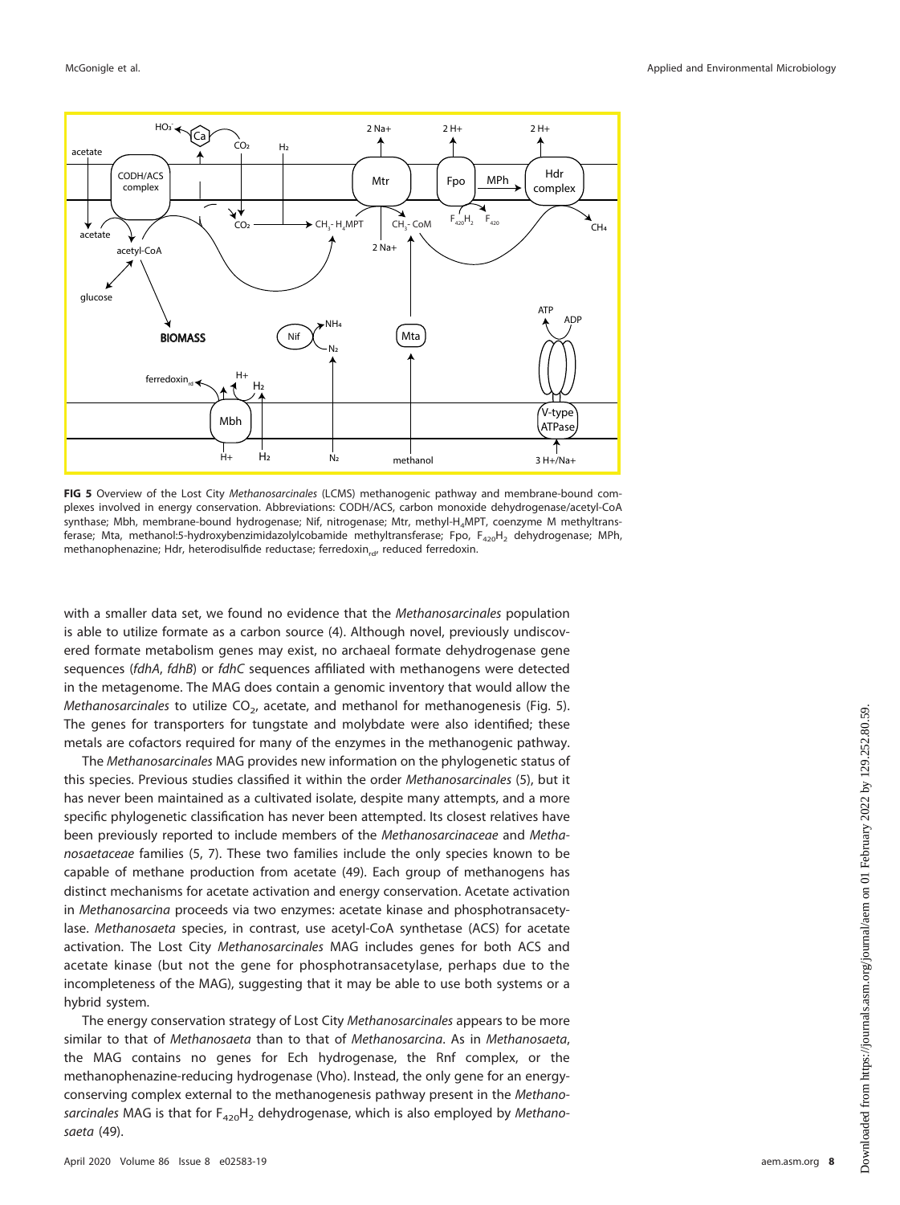**FIG 5** Overview of the Lost City *Methanosarcinales* (LCMS) methanogenic pathway and membrane-bound complexes involved in energy conservation. Abbreviations: CODH/ACS, carbon monoxide dehydrogenase/acetyl-CoA synthase; Mbh, membrane-bound hydrogenase; Nif, nitrogenase; Mtr, methyl-$H_4$MPT, coenzyme M methyltransferase; Mta, methanol:5-hydroxybenzimidazolylcobamide methyltransferase; Fpo, $F_{420}H_2$ dehydrogenase; MPh, methanophenazine; Hdr, heterodisulfide reductase; ferredoxin$_{rd}$, reduced ferredoxin.

with a smaller data set, we found no evidence that the *Methanosarcinales* population is able to utilize formate as a carbon source (4). Although novel, previously undiscovered formate metabolism genes may exist, no archaeal formate dehydrogenase gene sequences (*fdhA*, *fdhB*) or *fdhC* sequences affiliated with methanogens were detected in the metagenome. The MAG does contain a genomic inventory that would allow the *Methanosarcinales* to utilize $CO_2$, acetate, and methanol for methanogenesis (Fig. 5). The genes for transporters for tungstate and molybdate were also identified; these metals are cofactors required for many of the enzymes in the methanogenic pathway.

The *Methanosarcinales* MAG provides new information on the phylogenetic status of this species. Previous studies classified it within the order *Methanosarcinales* (5), but it has never been maintained as a cultivated isolate, despite many attempts, and a more specific phylogenetic classification has never been attempted. Its closest relatives have been previously reported to include members of the *Methanosarcinaceae* and *Methanosaetaceae* families (5, 7). These two families include the only species known to be capable of methane production from acetate (49). Each group of methanogens has distinct mechanisms for acetate activation and energy conservation. Acetate activation in *Methanosarcina* proceeds via two enzymes: acetate kinase and phosphotransacetylase. *Methanosaeta* species, in contrast, use acetyl-CoA synthetase (ACS) for acetate activation. The Lost City *Methanosarcinales* MAG includes genes for both ACS and acetate kinase (but not the gene for phosphotransacetylase, perhaps due to the incompleteness of the MAG), suggesting that it may be able to use both systems or a hybrid system.

The energy conservation strategy of Lost City *Methanosarcinales* appears to be more similar to that of *Methanosaeta* than to that of *Methanosarcina*. As in *Methanosaeta*, the MAG contains no genes for Ech hydrogenase, the Rnf complex, or the methanophenazine-reducing hydrogenase (Vho). Instead, the only gene for an energy-conserving complex external to the methanogenesis pathway present in the *Methanosarcinales* MAG is that for $F_{420}H_2$ dehydrogenase, which is also employed by *Methanosaeta* (49).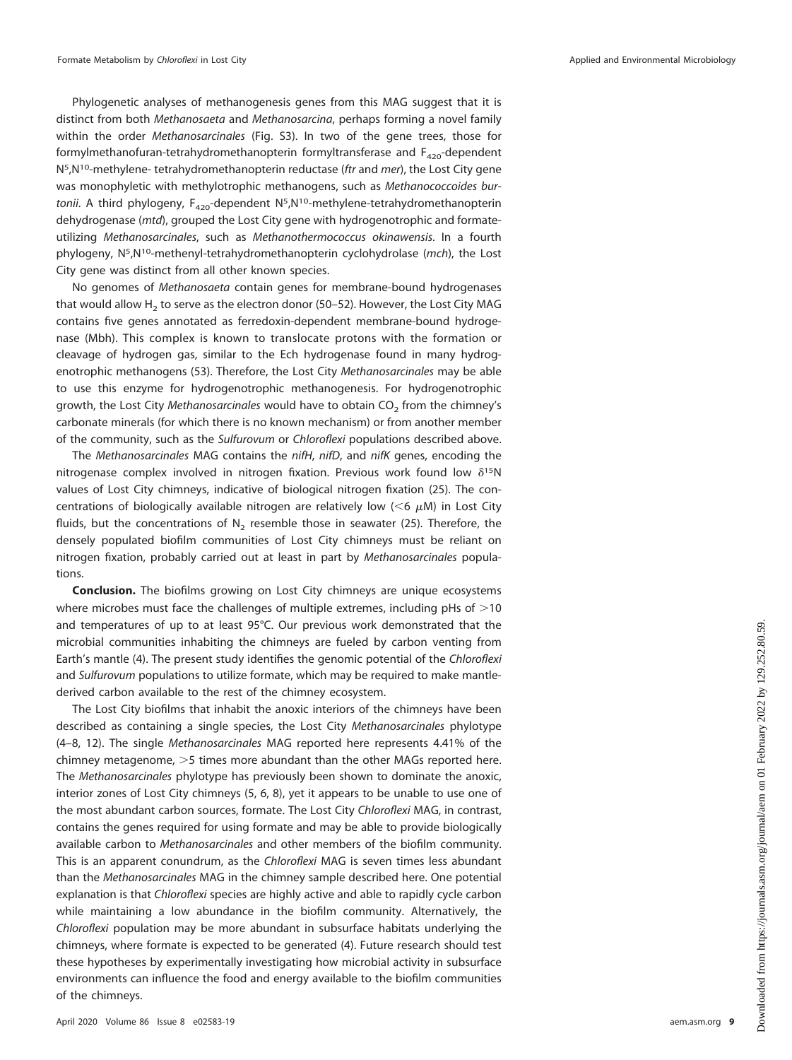Phylogenetic analyses of methanogenesis genes from this MAG suggest that it is distinct from both *Methanosaeta* and *Methanosarcina*, perhaps forming a novel family within the order *Methanosarcinales* (Fig. S3). In two of the gene trees, those for formylmethanofuran-tetrahydromethanopterin formyltransferase and $F_{420}$-dependent $N^5$,$N^{10}$-methylene- tetrahydromethanopterin reductase (*ftr* and *mer*), the Lost City gene was monophyletic with methylotrophic methanogens, such as *Methanococcoides burtonii*. A third phylogeny, $F_{420}$-dependent $N^5$,$N^{10}$-methylene-tetrahydromethanopterin dehydrogenase (*mtd*), grouped the Lost City gene with hydrogenotrophic and formate-utilizing *Methanosarcinales*, such as *Methanothermococcus okinawensis*. In a fourth phylogeny, $N^5$,$N^{10}$-methenyl-tetrahydromethanopterin cyclohydrolase (*mch*), the Lost City gene was distinct from all other known species.

No genomes of *Methanosaeta* contain genes for membrane-bound hydrogenases that would allow $H_2$ to serve as the electron donor (50–52). However, the Lost City MAG contains five genes annotated as ferredoxin-dependent membrane-bound hydrogenase (Mbh). This complex is known to translocate protons with the formation or cleavage of hydrogen gas, similar to the Ech hydrogenase found in many hydrogenotrophic methanogens (53). Therefore, the Lost City *Methanosarcinales* may be able to use this enzyme for hydrogenotrophic methanogenesis. For hydrogenotrophic growth, the Lost City *Methanosarcinales* would have to obtain $CO_2$ from the chimney's carbonate minerals (for which there is no known mechanism) or from another member of the community, such as the *Sulfurovum* or *Chloroflexi* populations described above.

The *Methanosarcinales* MAG contains the *nifH*, *nifD*, and *nifK* genes, encoding the nitrogenase complex involved in nitrogen fixation. Previous work found low $\delta^{15}N$ values of Lost City chimneys, indicative of biological nitrogen fixation (25). The concentrations of biologically available nitrogen are relatively low ($<6$ $\mu M$) in Lost City fluids, but the concentrations of $N_2$ resemble those in seawater (25). Therefore, the densely populated biofilm communities of Lost City chimneys must be reliant on nitrogen fixation, probably carried out at least in part by *Methanosarcinales* populations.

**Conclusion.** The biofilms growing on Lost City chimneys are unique ecosystems where microbes must face the challenges of multiple extremes, including pHs of $>10$ and temperatures of up to at least 95°C. Our previous work demonstrated that the microbial communities inhabiting the chimneys are fueled by carbon venting from Earth's mantle (4). The present study identifies the genomic potential of the *Chloroflexi* and *Sulfurovum* populations to utilize formate, which may be required to make mantle-derived carbon available to the rest of the chimney ecosystem.

The Lost City biofilms that inhabit the anoxic interiors of the chimneys have been described as containing a single species, the Lost City *Methanosarcinales* phylotype (4–8, 12). The single *Methanosarcinales* MAG reported here represents 4.41% of the chimney metagenome, $>5$ times more abundant than the other MAGs reported here. The *Methanosarcinales* phylotype has previously been shown to dominate the anoxic, interior zones of Lost City chimneys (5, 6, 8), yet it appears to be unable to use one of the most abundant carbon sources, formate. The Lost City *Chloroflexi* MAG, in contrast, contains the genes required for using formate and may be able to provide biologically available carbon to *Methanosarcinales* and other members of the biofilm community. This is an apparent conundrum, as the *Chloroflexi* MAG is seven times less abundant than the *Methanosarcinales* MAG in the chimney sample described here. One potential explanation is that *Chloroflexi* species are highly active and able to rapidly cycle carbon while maintaining a low abundance in the biofilm community. Alternatively, the *Chloroflexi* population may be more abundant in subsurface habitats underlying the chimneys, where formate is expected to be generated (4). Future research should test these hypotheses by experimentally investigating how microbial activity in subsurface environments can influence the food and energy available to the biofilm communities of the chimneys.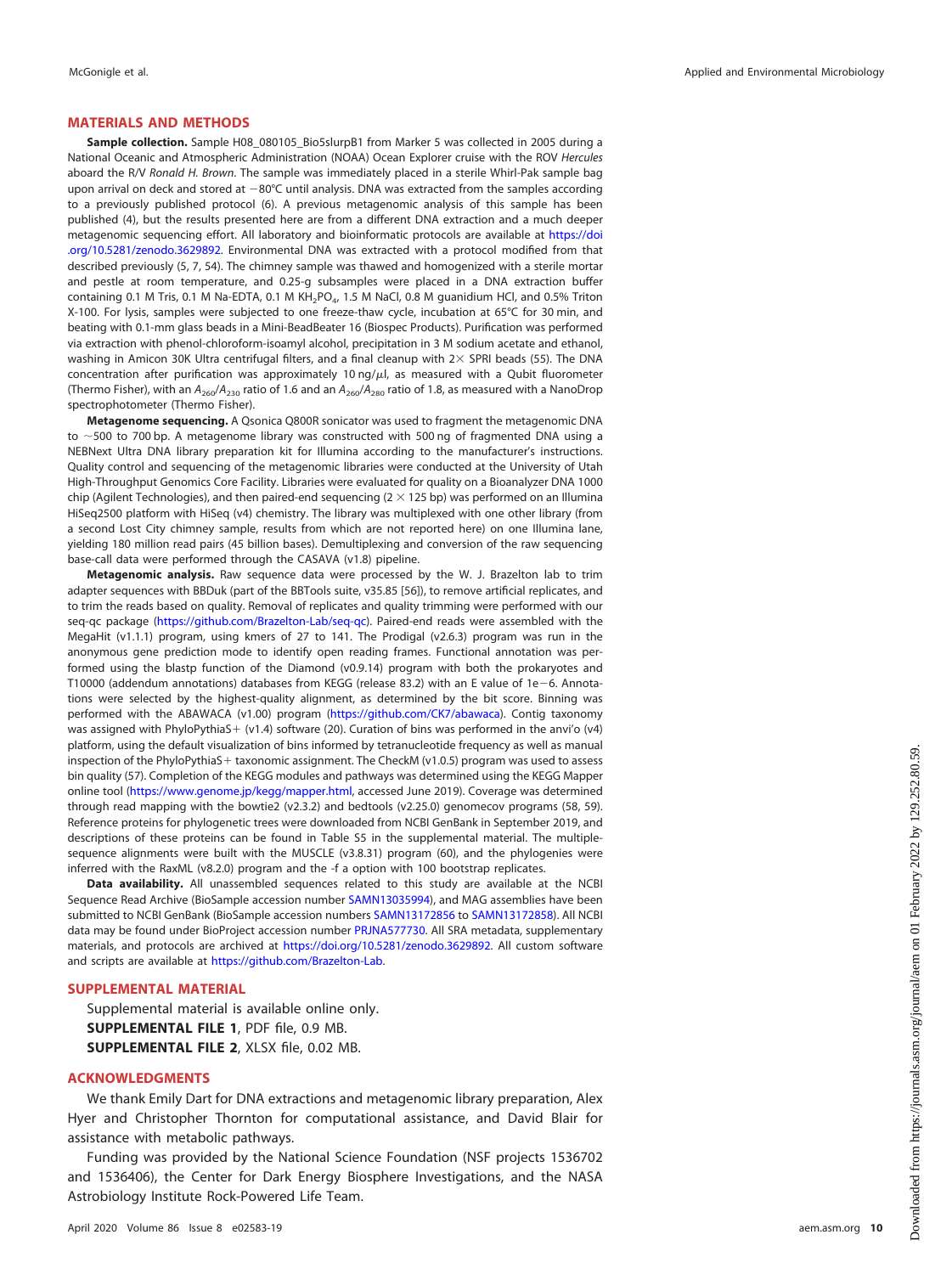## MATERIALS AND METHODS

**Sample collection.** Sample H08_080105_Bio5slurpB1 from Marker 5 was collected in 2005 during a National Oceanic and Atmospheric Administration (NOAA) Ocean Explorer cruise with the ROV *Hercules* aboard the R/V *Ronald H. Brown*. The sample was immediately placed in a sterile Whirl-Pak sample bag upon arrival on deck and stored at −80°C until analysis. DNA was extracted from the samples according to a previously published protocol (6). A previous metagenomic analysis of this sample has been published (4), but the results presented here are from a different DNA extraction and a much deeper metagenomic sequencing effort. All laboratory and bioinformatic protocols are available at https://doi.org/10.5281/zenodo.3629892. Environmental DNA was extracted with a protocol modified from that described previously (5, 7, 54). The chimney sample was thawed and homogenized with a sterile mortar and pestle at room temperature, and 0.25-g subsamples were placed in a DNA extraction buffer containing 0.1 M Tris, 0.1 M Na-EDTA, 0.1 M $KH_2PO_4$, 1.5 M NaCl, 0.8 M guanidium HCl, and 0.5% Triton X-100. For lysis, samples were subjected to one freeze-thaw cycle, incubation at 65°C for 30 min, and beating with 0.1-mm glass beads in a Mini-BeadBeater 16 (Biospec Products). Purification was performed via extraction with phenol-chloroform-isoamyl alcohol, precipitation in 3 M sodium acetate and ethanol, washing in Amicon 30K Ultra centrifugal filters, and a final cleanup with 2× SPRI beads (55). The DNA concentration after purification was approximately 10 ng/μl, as measured with a Qubit fluorometer (Thermo Fisher), with an $A_{260}/A_{230}$ ratio of 1.6 and an $A_{260}/A_{280}$ ratio of 1.8, as measured with a NanoDrop spectrophotometer (Thermo Fisher).

**Metagenome sequencing.** A Qsonica Q800R sonicator was used to fragment the metagenomic DNA to ~500 to 700 bp. A metagenome library was constructed with 500 ng of fragmented DNA using a NEBNext Ultra DNA library preparation kit for Illumina according to the manufacturer's instructions. Quality control and sequencing of the metagenomic libraries were conducted at the University of Utah High-Throughput Genomics Core Facility. Libraries were evaluated for quality on a Bioanalyzer DNA 1000 chip (Agilent Technologies), and then paired-end sequencing (2 × 125 bp) was performed on an Illumina HiSeq2500 platform with HiSeq (v4) chemistry. The library was multiplexed with one other library (from a second Lost City chimney sample, results from which are not reported here) on one Illumina lane, yielding 180 million read pairs (45 billion bases). Demultiplexing and conversion of the raw sequencing base-call data were performed through the CASAVA (v1.8) pipeline.

**Metagenomic analysis.** Raw sequence data were processed by the W. J. Brazelton lab to trim adapter sequences with BBDuk (part of the BBTools suite, v35.85 [56]), to remove artificial replicates, and to trim the reads based on quality. Removal of replicates and quality trimming were performed with our seq-qc package (https://github.com/Brazelton-Lab/seq-qc). Paired-end reads were assembled with the MegaHit (v1.1.1) program, using kmers of 27 to 141. The Prodigal (v2.6.3) program was run in the anonymous gene prediction mode to identify open reading frames. Functional annotation was performed using the blastp function of the Diamond (v0.9.14) program with both the prokaryotes and T10000 (addendum annotations) databases from KEGG (release 83.2) with an E value of 1e−6. Annotations were selected by the highest-quality alignment, as determined by the bit score. Binning was performed with the ABAWACA (v1.00) program (https://github.com/CK7/abawaca). Contig taxonomy was assigned with PhyloPythiaS+ (v1.4) software (20). Curation of bins was performed in the anvi'o (v4) platform, using the default visualization of bins informed by tetranucleotide frequency as well as manual inspection of the PhyloPythiaS+ taxonomic assignment. The CheckM (v1.0.5) program was used to assess bin quality (57). Completion of the KEGG modules and pathways was determined using the KEGG Mapper online tool (https://www.genome.jp/kegg/mapper.html, accessed June 2019). Coverage was determined through read mapping with the bowtie2 (v2.3.2) and bedtools (v2.25.0) genomecov programs (58, 59). Reference proteins for phylogenetic trees were downloaded from NCBI GenBank in September 2019, and descriptions of these proteins can be found in Table S5 in the supplemental material. The multiple-sequence alignments were built with the MUSCLE (v3.8.31) program (60), and the phylogenies were inferred with the RaxML (v8.2.0) program and the -f a option with 100 bootstrap replicates.

**Data availability.** All unassembled sequences related to this study are available at the NCBI Sequence Read Archive (BioSample accession number SAMN13035994), and MAG assemblies have been submitted to NCBI GenBank (BioSample accession numbers SAMN13172856 to SAMN13172858). All NCBI data may be found under BioProject accession number PRJNA577730. All SRA metadata, supplementary materials, and protocols are archived at https://doi.org/10.5281/zenodo.3629892. All custom software and scripts are available at https://github.com/Brazelton-Lab.

## SUPPLEMENTAL MATERIAL

Supplemental material is available online only.

**SUPPLEMENTAL FILE 1**, PDF file, 0.9 MB.

**SUPPLEMENTAL FILE 2**, XLSX file, 0.02 MB.

## ACKNOWLEDGMENTS

We thank Emily Dart for DNA extractions and metagenomic library preparation, Alex Hyer and Christopher Thornton for computational assistance, and David Blair for assistance with metabolic pathways.

Funding was provided by the National Science Foundation (NSF projects 1536702 and 1536406), the Center for Dark Energy Biosphere Investigations, and the NASA Astrobiology Institute Rock-Powered Life Team.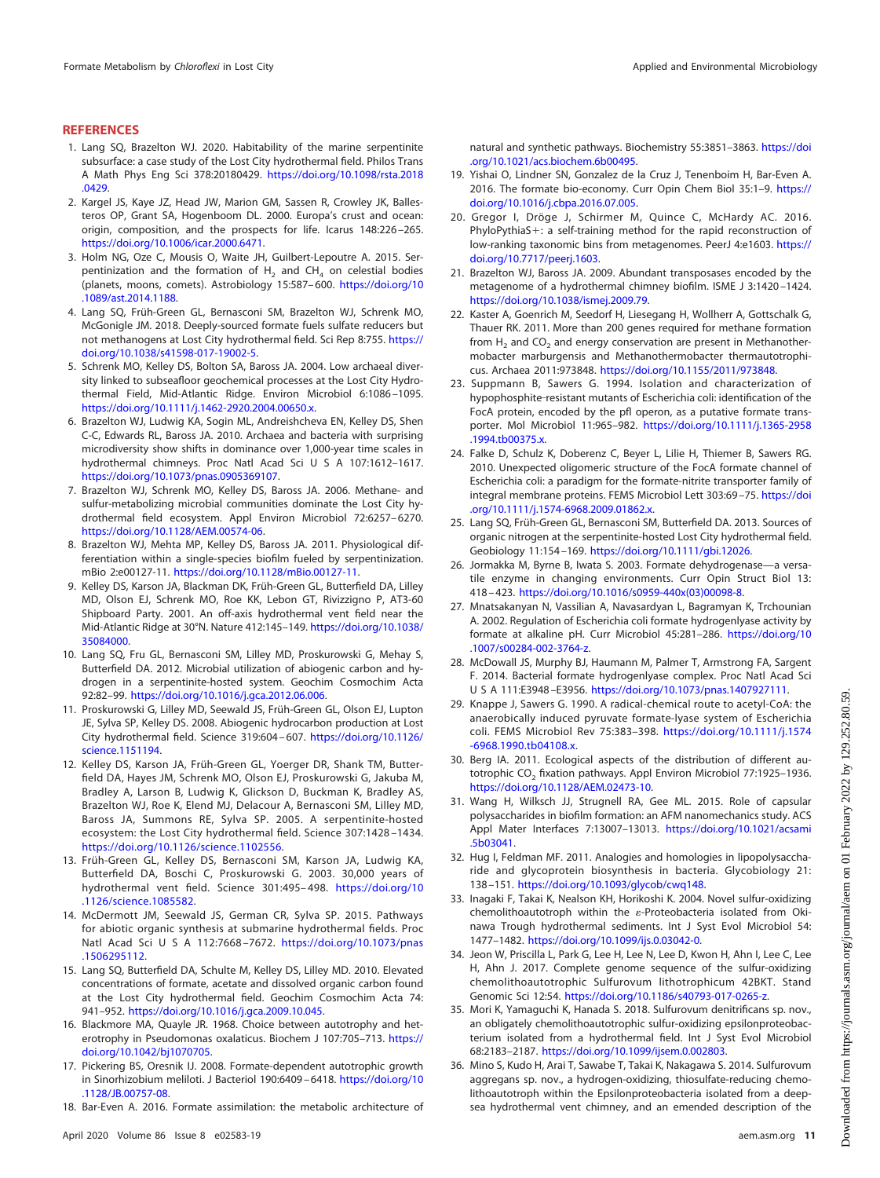## REFERENCES

1. Lang SQ, Brazelton WJ. 2020. Habitability of the marine serpentinite subsurface: a case study of the Lost City hydrothermal field. Philos Trans A Math Phys Eng Sci 378:20180429. https://doi.org/10.1098/rsta.2018.0429.
2. Kargel JS, Kaye JZ, Head JW, Marion GM, Sassen R, Crowley JK, Ballesteros OP, Grant SA, Hogenboom DL. 2000. Europa's crust and ocean: origin, composition, and the prospects for life. Icarus 148:226–265. https://doi.org/10.1006/icar.2000.6471.
3. Holm NG, Oze C, Mousis O, Waite JH, Guilbert-Lepoutre A. 2015. Serpentinization and the formation of $H_2$ and $CH_4$ on celestial bodies (planets, moons, comets). Astrobiology 15:587–600. https://doi.org/10.1089/ast.2014.1188.
4. Lang SQ, Früh-Green GL, Bernasconi SM, Brazelton WJ, Schrenk MO, McGonigle JM. 2018. Deeply-sourced formate fuels sulfate reducers but not methanogens at Lost City hydrothermal field. Sci Rep 8:755. https://doi.org/10.1038/s41598-017-19002-5.
5. Schrenk MO, Kelley DS, Bolton SA, Baross JA. 2004. Low archaeal diversity linked to subseafloor geochemical processes at the Lost City Hydrothermal Field, Mid-Atlantic Ridge. Environ Microbiol 6:1086–1095. https://doi.org/10.1111/j.1462-2920.2004.00650.x.
6. Brazelton WJ, Ludwig KA, Sogin ML, Andreishcheva EN, Kelley DS, Shen C-C, Edwards RL, Baross JA. 2010. Archaea and bacteria with surprising microdiversity show shifts in dominance over 1,000-year time scales in hydrothermal chimneys. Proc Natl Acad Sci U S A 107:1612–1617. https://doi.org/10.1073/pnas.0905369107.
7. Brazelton WJ, Schrenk MO, Kelley DS, Baross JA. 2006. Methane- and sulfur-metabolizing microbial communities dominate the Lost City hydrothermal field ecosystem. Appl Environ Microbiol 72:6257–6270. https://doi.org/10.1128/AEM.00574-06.
8. Brazelton WJ, Mehta MP, Kelley DS, Baross JA. 2011. Physiological differentiation within a single-species biofilm fueled by serpentinization. mBio 2:e00127-11. https://doi.org/10.1128/mBio.00127-11.
9. Kelley DS, Karson JA, Blackman DK, Früh-Green GL, Butterfield DA, Lilley MD, Olson EJ, Schrenk MO, Roe KK, Lebon GT, Rivizzigno P, AT3-60 Shipboard Party. 2001. An off-axis hydrothermal vent field near the Mid-Atlantic Ridge at 30°N. Nature 412:145–149. https://doi.org/10.1038/35084000.
10. Lang SQ, Fru GL, Bernasconi SM, Lilley MD, Proskurowski G, Mehay S, Butterfield DA. 2012. Microbial utilization of abiogenic carbon and hydrogen in a serpentinite-hosted system. Geochim Cosmochim Acta 92:82–99. https://doi.org/10.1016/j.gca.2012.06.006.
11. Proskurowski G, Lilley MD, Seewald JS, Früh-Green GL, Olson EJ, Lupton JE, Sylva SP, Kelley DS. 2008. Abiogenic hydrocarbon production at Lost City hydrothermal field. Science 319:604–607. https://doi.org/10.1126/science.1151194.
12. Kelley DS, Karson JA, Früh-Green GL, Yoerger DR, Shank TM, Butterfield DA, Hayes JM, Schrenk MO, Olson EJ, Proskurowski G, Jakuba M, Bradley A, Larson B, Ludwig K, Glickson D, Buckman K, Bradley AS, Brazelton WJ, Roe K, Elend MJ, Delacour A, Bernasconi SM, Lilley MD, Baross JA, Summons RE, Sylva SP. 2005. A serpentinite-hosted ecosystem: the Lost City hydrothermal field. Science 307:1428–1434. https://doi.org/10.1126/science.1102556.
13. Früh-Green GL, Kelley DS, Bernasconi SM, Karson JA, Ludwig KA, Butterfield DA, Boschi C, Proskurowski G. 2003. 30,000 years of hydrothermal vent field. Science 301:495–498. https://doi.org/10.1126/science.1085582.
14. McDermott JM, Seewald JS, German CR, Sylva SP. 2015. Pathways for abiotic organic synthesis at submarine hydrothermal fields. Proc Natl Acad Sci U S A 112:7668–7672. https://doi.org/10.1073/pnas.1506295112.
15. Lang SQ, Butterfield DA, Schulte M, Kelley DS, Lilley MD. 2010. Elevated concentrations of formate, acetate and dissolved organic carbon found at the Lost City hydrothermal field. Geochim Cosmochim Acta 74:941–952. https://doi.org/10.1016/j.gca.2009.10.045.
16. Blackmore MA, Quayle JR. 1968. Choice between autotrophy and heterotrophy in Pseudomonas oxalaticus. Biochem J 107:705–713. https://doi.org/10.1042/bj1070705.
17. Pickering BS, Oresnik IJ. 2008. Formate-dependent autotrophic growth in Sinorhizobium meliloti. J Bacteriol 190:6409–6418. https://doi.org/10.1128/JB.00757-08.
18. Bar-Even A. 2016. Formate assimilation: the metabolic architecture of natural and synthetic pathways. Biochemistry 55:3851–3863. https://doi.org/10.1021/acs.biochem.6b00495.
19. Yishai O, Lindner SN, Gonzalez de la Cruz J, Tenenboim H, Bar-Even A. 2016. The formate bio-economy. Curr Opin Chem Biol 35:1–9. https://doi.org/10.1016/j.cbpa.2016.07.005.
20. Gregor I, Dröge J, Schirmer M, Quince C, McHardy AC. 2016. PhyloPythiaS+: a self-training method for the rapid reconstruction of low-ranking taxonomic bins from metagenomes. PeerJ 4:e1603. https://doi.org/10.7717/peerj.1603.
21. Brazelton WJ, Baross JA. 2009. Abundant transposases encoded by the metagenome of a hydrothermal chimney biofilm. ISME J 3:1420–1424. https://doi.org/10.1038/ismej.2009.79.
22. Kaster A, Goenrich M, Seedorf H, Liesegang H, Wollherr A, Gottschalk G, Thauer RK. 2011. More than 200 genes required for methane formation from $H_2$ and $CO_2$ and energy conservation are present in Methanothermobacter marburgensis and Methanothermobacter thermautotrophicus. Archaea 2011:973848. https://doi.org/10.1155/2011/973848.
23. Suppmann B, Sawers G. 1994. Isolation and characterization of hypophosphite-resistant mutants of Escherichia coli: identification of the FocA protein, encoded by the pfl operon, as a putative formate transporter. Mol Microbiol 11:965–982. https://doi.org/10.1111/j.1365-2958.1994.tb00375.x.
24. Falke D, Schulz K, Doberenz C, Beyer L, Lilie H, Thiemer B, Sawers RG. 2010. Unexpected oligomeric structure of the FocA formate channel of Escherichia coli: a paradigm for the formate-nitrite transporter family of integral membrane proteins. FEMS Microbiol Lett 303:69–75. https://doi.org/10.1111/j.1574-6968.2009.01862.x.
25. Lang SQ, Früh-Green GL, Bernasconi SM, Butterfield DA. 2013. Sources of organic nitrogen at the serpentinite-hosted Lost City hydrothermal field. Geobiology 11:154–169. https://doi.org/10.1111/gbi.12026.
26. Jormakka M, Byrne B, Iwata S. 2003. Formate dehydrogenase—a versatile enzyme in changing environments. Curr Opin Struct Biol 13:418–423. https://doi.org/10.1016/s0959-440x(03)00098-8.
27. Mnatsakanyan N, Vassilian A, Navasardyan L, Bagramyan K, Trchounian A. 2002. Regulation of Escherichia coli formate hydrogenlyase activity by formate at alkaline pH. Curr Microbiol 45:281–286. https://doi.org/10.1007/s00284-002-3764-z.
28. McDowall JS, Murphy BJ, Haumann M, Palmer T, Armstrong FA, Sargent F. 2014. Bacterial formate hydrogenlyase complex. Proc Natl Acad Sci U S A 111:E3948–E3956. https://doi.org/10.1073/pnas.1407927111.
29. Knappe J, Sawers G. 1990. A radical-chemical route to acetyl-CoA: the anaerobically induced pyruvate formate-lyase system of Escherichia coli. FEMS Microbiol Rev 75:383–398. https://doi.org/10.1111/j.1574-6968.1990.tb04108.x.
30. Berg IA. 2011. Ecological aspects of the distribution of different autotrophic $CO_2$ fixation pathways. Appl Environ Microbiol 77:1925–1936. https://doi.org/10.1128/AEM.02473-10.
31. Wang H, Wilksch JJ, Strugnell RA, Gee ML. 2015. Role of capsular polysaccharides in biofilm formation: an AFM nanomechanics study. ACS Appl Mater Interfaces 7:13007–13013. https://doi.org/10.1021/acsami.5b03041.
32. Hug I, Feldman MF. 2011. Analogies and homologies in lipopolysaccharide and glycoprotein biosynthesis in bacteria. Glycobiology 21:138–151. https://doi.org/10.1093/glycob/cwq148.
33. Inagaki F, Takai K, Nealson KH, Horikoshi K. 2004. Novel sulfur-oxidizing chemolithoautotroph within the ε-Proteobacteria isolated from Okinawa Trough hydrothermal sediments. Int J Syst Evol Microbiol 54:1477–1482. https://doi.org/10.1099/ijs.0.03042-0.
34. Jeon W, Priscilla L, Park G, Lee H, Lee N, Lee D, Kwon H, Ahn I, Lee C, Lee H, Ahn J. 2017. Complete genome sequence of the sulfur-oxidizing chemolithoautotrophic Sulfurovum lithotrophicum 42BKT. Stand Genomic Sci 12:54. https://doi.org/10.1186/s40793-017-0265-z.
35. Mori K, Yamaguchi K, Hanada S. 2018. Sulfurovum denitrificans sp. nov., an obligately chemolithoautotrophic sulfur-oxidizing epsilonproteobacterium isolated from a hydrothermal field. Int J Syst Evol Microbiol 68:2183–2187. https://doi.org/10.1099/ijsem.0.002803.
36. Mino S, Kudo H, Arai T, Sawabe T, Takai K, Nakagawa S. 2014. Sulfurovum aggregans sp. nov., a hydrogen-oxidizing, thiosulfate-reducing chemolithoautotroph within the Epsilonproteobacteria isolated from a deep-sea hydrothermal vent chimney, and an emended description of the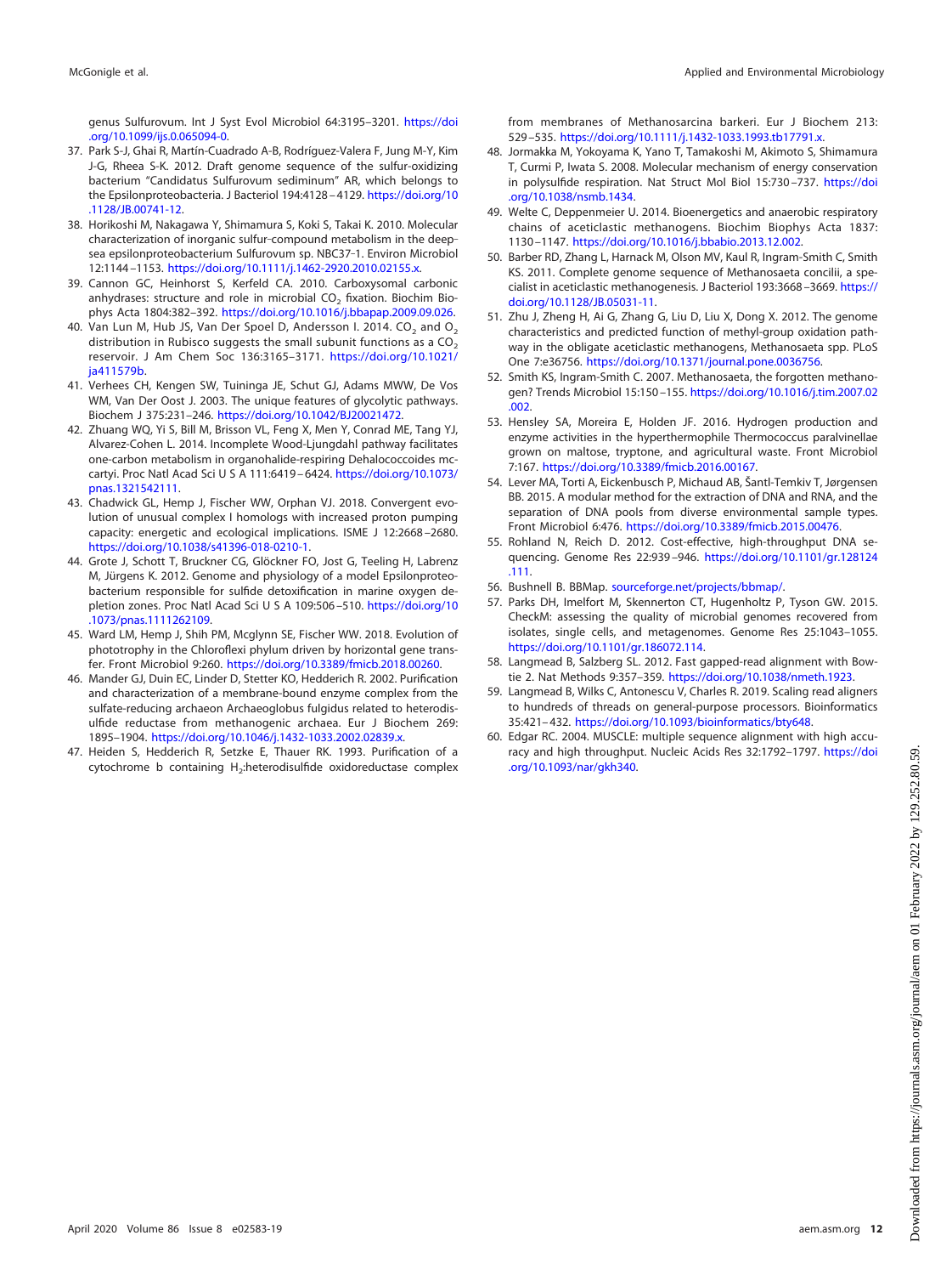genus Sulfurovum. Int J Syst Evol Microbiol 64:3195–3201. https://doi.org/10.1099/ijs.0.065094-0.

37. Park S-J, Ghai R, Martín-Cuadrado A-B, Rodríguez-Valera F, Jung M-Y, Kim J-G, Rheea S-K. 2012. Draft genome sequence of the sulfur-oxidizing bacterium "Candidatus Sulfurovum sediminum" AR, which belongs to the Epsilonproteobacteria. J Bacteriol 194:4128–4129. https://doi.org/10.1128/JB.00741-12.
38. Horikoshi M, Nakagawa Y, Shimamura S, Koki S, Takai K. 2010. Molecular characterization of inorganic sulfur-compound metabolism in the deep-sea epsilonproteobacterium Sulfurovum sp. NBC37-1. Environ Microbiol 12:1144–1153. https://doi.org/10.1111/j.1462-2920.2010.02155.x.
39. Cannon GC, Heinhorst S, Kerfeld CA. 2010. Carboxysomal carbonic anhydrases: structure and role in microbial $CO_2$ fixation. Biochim Biophys Acta 1804:382–392. https://doi.org/10.1016/j.bbapap.2009.09.026.
40. Van Lun M, Hub JS, Van Der Spoel D, Andersson I. 2014. $CO_2$ and $O_2$ distribution in Rubisco suggests the small subunit functions as a $CO_2$ reservoir. J Am Chem Soc 136:3165–3171. https://doi.org/10.1021/ja411579b.
41. Verhees CH, Kengen SW, Tuininga JE, Schut GJ, Adams MWW, De Vos WM, Van Der Oost J. 2003. The unique features of glycolytic pathways. Biochem J 375:231–246. https://doi.org/10.1042/BJ20021472.
42. Zhuang WQ, Yi S, Bill M, Brisson VL, Feng X, Men Y, Conrad ME, Tang YJ, Alvarez-Cohen L. 2014. Incomplete Wood-Ljungdahl pathway facilitates one-carbon metabolism in organohalide-respiring Dehalococcoides mccartyi. Proc Natl Acad Sci U S A 111:6419–6424. https://doi.org/10.1073/pnas.1321542111.
43. Chadwick GL, Hemp J, Fischer WW, Orphan VJ. 2018. Convergent evolution of unusual complex I homologs with increased proton pumping capacity: energetic and ecological implications. ISME J 12:2668–2680. https://doi.org/10.1038/s41396-018-0210-1.
44. Grote J, Schott T, Bruckner CG, Glöckner FO, Jost G, Teeling H, Labrenz M, Jürgens K. 2012. Genome and physiology of a model Epsilonproteobacterium responsible for sulfide detoxification in marine oxygen depletion zones. Proc Natl Acad Sci U S A 109:506–510. https://doi.org/10.1073/pnas.1111262109.
45. Ward LM, Hemp J, Shih PM, Mcglynn SE, Fischer WW. 2018. Evolution of phototrophy in the Chloroflexi phylum driven by horizontal gene transfer. Front Microbiol 9:260. https://doi.org/10.3389/fmicb.2018.00260.
46. Mander GJ, Duin EC, Linder D, Stetter KO, Hedderich R. 2002. Purification and characterization of a membrane-bound enzyme complex from the sulfate-reducing archaeon Archaeoglobus fulgidus related to heterodisulfide reductase from methanogenic archaea. Eur J Biochem 269:1895–1904. https://doi.org/10.1046/j.1432-1033.2002.02839.x.
47. Heiden S, Hedderich R, Setzke E, Thauer RK. 1993. Purification of a cytochrome b containing $H_2$:heterodisulfide oxidoreductase complex from membranes of Methanosarcina barkeri. Eur J Biochem 213:529–535. https://doi.org/10.1111/j.1432-1033.1993.tb17791.x.
48. Jormakka M, Yokoyama K, Yano T, Tamakoshi M, Akimoto S, Shimamura T, Curmi P, Iwata S. 2008. Molecular mechanism of energy conservation in polysulfide respiration. Nat Struct Mol Biol 15:730–737. https://doi.org/10.1038/nsmb.1434.
49. Welte C, Deppenmeier U. 2014. Bioenergetics and anaerobic respiratory chains of aceticlastic methanogens. Biochim Biophys Acta 1837:1130–1147. https://doi.org/10.1016/j.bbabio.2013.12.002.
50. Barber RD, Zhang L, Harnack M, Olson MV, Kaul R, Ingram-Smith C, Smith KS. 2011. Complete genome sequence of Methanosaeta concilii, a specialist in aceticlastic methanogenesis. J Bacteriol 193:3668–3669. https://doi.org/10.1128/JB.05031-11.
51. Zhu J, Zheng H, Ai G, Zhang G, Liu D, Liu X, Dong X. 2012. The genome characteristics and predicted function of methyl-group oxidation pathway in the obligate aceticlastic methanogens, Methanosaeta spp. PLoS One 7:e36756. https://doi.org/10.1371/journal.pone.0036756.
52. Smith KS, Ingram-Smith C. 2007. Methanosaeta, the forgotten methanogen? Trends Microbiol 15:150–155. https://doi.org/10.1016/j.tim.2007.02.002.
53. Hensley SA, Moreira E, Holden JF. 2016. Hydrogen production and enzyme activities in the hyperthermophile Thermococcus paralvinellae grown on maltose, tryptone, and agricultural waste. Front Microbiol 7:167. https://doi.org/10.3389/fmicb.2016.00167.
54. Lever MA, Torti A, Eickenbusch P, Michaud AB, Šantl-Temkiv T, Jørgensen BB. 2015. A modular method for the extraction of DNA and RNA, and the separation of DNA pools from diverse environmental sample types. Front Microbiol 6:476. https://doi.org/10.3389/fmicb.2015.00476.
55. Rohland N, Reich D. 2012. Cost-effective, high-throughput DNA sequencing. Genome Res 22:939–946. https://doi.org/10.1101/gr.128124.111.
56. Bushnell B. BBMap. sourceforge.net/projects/bbmap/.
57. Parks DH, Imelfort M, Skennerton CT, Hugenholtz P, Tyson GW. 2015. CheckM: assessing the quality of microbial genomes recovered from isolates, single cells, and metagenomes. Genome Res 25:1043–1055. https://doi.org/10.1101/gr.186072.114.
58. Langmead B, Salzberg SL. 2012. Fast gapped-read alignment with Bowtie 2. Nat Methods 9:357–359. https://doi.org/10.1038/nmeth.1923.
59. Langmead B, Wilks C, Antonescu V, Charles R. 2019. Scaling read aligners to hundreds of threads on general-purpose processors. Bioinformatics 35:421–432. https://doi.org/10.1093/bioinformatics/bty648.
60. Edgar RC. 2004. MUSCLE: multiple sequence alignment with high accuracy and high throughput. Nucleic Acids Res 32:1792–1797. https://doi.org/10.1093/nar/gkh340.